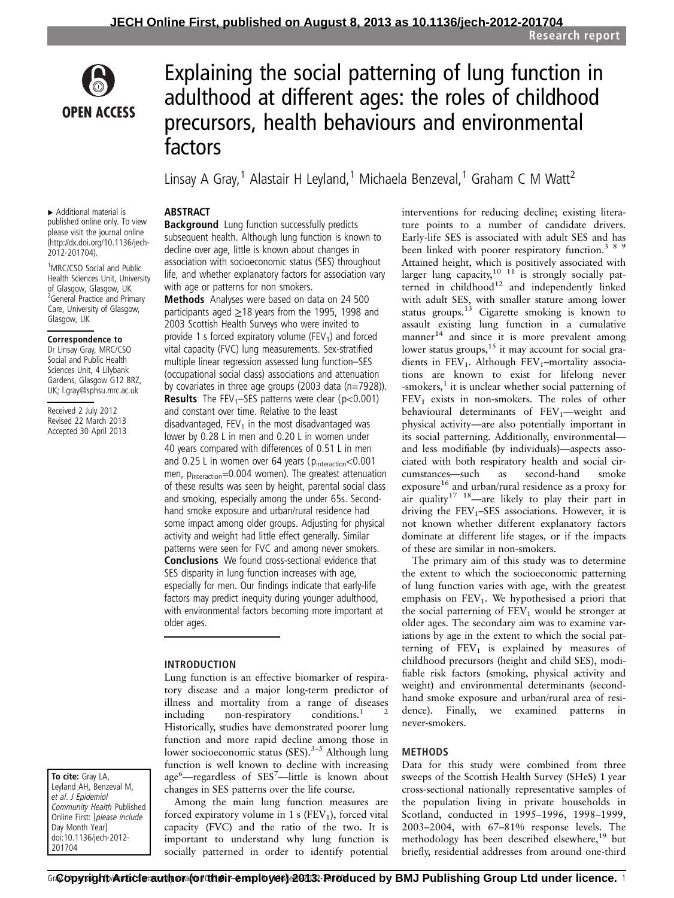# Explaining the social patterning of lung function in adulthood at different ages: the roles of childhood precursors, health behaviours and environmental factors

Linsay A Gray,[1] Alastair H Leyland,[1] Michaela Benzeval,[1] Graham C M Watt[2]

▸ Additional material is published online only. To view please visit the journal online (http://dx.doi.org/10.1136/jech-2012-201704).

[1]MRC/CSO Social and Public Health Sciences Unit, University of Glasgow, Glasgow, UK
[2]General Practice and Primary Care, University of Glasgow, Glasgow, UK

**Correspondence to**
Dr Linsay Gray, MRC/CSO Social and Public Health Sciences Unit, 4 Lilybank Gardens, Glasgow G12 8RZ, UK; l.gray@sphsu.mrc.ac.uk

Received 2 July 2012
Revised 22 March 2013
Accepted 30 April 2013

**To cite:** Gray LA, Leyland AH, Benzeval M, *et al. J Epidemiol Community Health* Published Online First: [*please include* Day Month Year] doi:10.1136/jech-2012-201704

## ABSTRACT

**Background** Lung function successfully predicts subsequent health. Although lung function is known to decline over age, little is known about changes in association with socioeconomic status (SES) throughout life, and whether explanatory factors for association vary with age or patterns for non smokers.

**Methods** Analyses were based on data on 24 500 participants aged ≥18 years from the 1995, 1998 and 2003 Scottish Health Surveys who were invited to provide 1 s forced expiratory volume ($FEV_1$) and forced vital capacity (FVC) lung measurements. Sex-stratified multiple linear regression assessed lung function–SES (occupational social class) associations and attenuation by covariates in three age groups (2003 data (n=7928)).

**Results** The $FEV_1$–SES patterns were clear ($p<0.001$) and constant over time. Relative to the least disadvantaged, $FEV_1$ in the most disadvantaged was lower by 0.28 L in men and 0.20 L in women under 40 years compared with differences of 0.51 L in men and 0.25 L in women over 64 years ($p_{interaction}<0.001$ men, $p_{interaction}=0.004$ women). The greatest attenuation of these results was seen by height, parental social class and smoking, especially among the under 65s. Second-hand smoke exposure and urban/rural residence had some impact among older groups. Adjusting for physical activity and weight had little effect generally. Similar patterns were seen for FVC and among never smokers.

**Conclusions** We found cross-sectional evidence that SES disparity in lung function increases with age, especially for men. Our findings indicate that early-life factors may predict inequity during younger adulthood, with environmental factors becoming more important at older ages.

## INTRODUCTION

Lung function is an effective biomarker of respiratory disease and a major long-term predictor of illness and mortality from a range of diseases including non-respiratory conditions.[1 2] Historically, studies have demonstrated poorer lung function and more rapid decline among those in lower socioeconomic status (SES).[3–5] Although lung function is well known to decline with increasing age[6]—regardless of SES[7]—little is known about changes in SES patterns over the life course.

Among the main lung function measures are forced expiratory volume in 1 s ($FEV_1$), forced vital capacity (FVC) and the ratio of the two. It is important to understand why lung function is socially patterned in order to identify potential interventions for reducing decline; existing literature points to a number of candidate drivers. Early-life SES is associated with adult SES and has been linked with poorer respiratory function.[3 8 9] Attained height, which is positively associated with larger lung capacity,[10 11] is strongly socially patterned in childhood[12] and independently linked with adult SES, with smaller stature among lower status groups.[13] Cigarette smoking is known to assault existing lung function in a cumulative manner[14] and since it is more prevalent among lower status groups,[15] it may account for social gradients in $FEV_1$. Although $FEV_1$–mortality associations are known to exist for lifelong never -smokers,[1] it is unclear whether social patterning of $FEV_1$ exists in non-smokers. The roles of other behavioural determinants of $FEV_1$—weight and physical activity—are also potentially important in its social patterning. Additionally, environmental—and less modifiable (by individuals)—aspects associated with both respiratory health and social circumstances—such as second-hand smoke exposure[16] and urban/rural residence as a proxy for air quality[17 18]—are likely to play their part in driving the $FEV_1$–SES associations. However, it is not known whether different explanatory factors dominate at different life stages, or if the impacts of these are similar in non-smokers.

The primary aim of this study was to determine the extent to which the socioeconomic patterning of lung function varies with age, with the greatest emphasis on $FEV_1$. We hypothesised a priori that the social patterning of $FEV_1$ would be stronger at older ages. The secondary aim was to examine variations by age in the extent to which the social patterning of $FEV_1$ is explained by measures of childhood precursors (height and child SES), modifiable risk factors (smoking, physical activity and weight) and environmental determinants (second-hand smoke exposure and urban/rural area of residence). Finally, we examined patterns in never-smokers.

## METHODS

Data for this study were combined from three sweeps of the Scottish Health Survey (SHeS) 1 year cross-sectional nationally representative samples of the population living in private households in Scotland, conducted in 1995–1996, 1998–1999, 2003–2004, with 67–81% response levels. The methodology has been described elsewhere,[19] but briefly, residential addresses from around one-third

Copyright Article author (or their employer) 2013. Produced by BMJ Publishing Group Ltd under licence.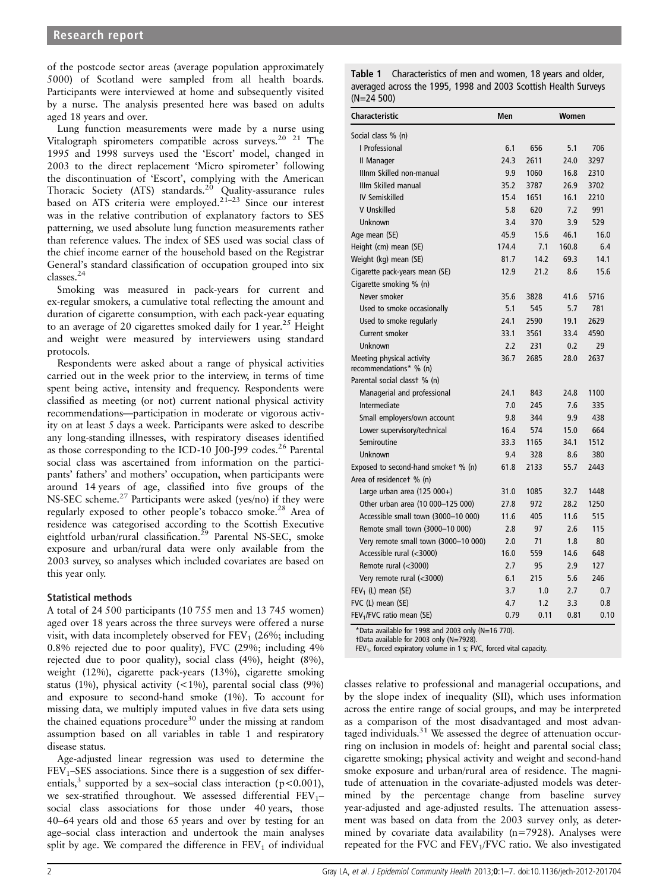of the postcode sector areas (average population approximately 5000) of Scotland were sampled from all health boards. Participants were interviewed at home and subsequently visited by a nurse. The analysis presented here was based on adults aged 18 years and over.

Lung function measurements were made by a nurse using Vitalograph spirometers compatible across surveys.[20 21] The 1995 and 1998 surveys used the 'Escort' model, changed in 2003 to the direct replacement 'Micro spirometer' following the discontinuation of 'Escort', complying with the American Thoracic Society (ATS) standards.[20] Quality-assurance rules based on ATS criteria were employed.[21–23] Since our interest was in the relative contribution of explanatory factors to SES patterning, we used absolute lung function measurements rather than reference values. The index of SES used was social class of the chief income earner of the household based on the Registrar General's standard classification of occupation grouped into six classes.[24]

Smoking was measured in pack-years for current and ex-regular smokers, a cumulative total reflecting the amount and duration of cigarette consumption, with each pack-year equating to an average of 20 cigarettes smoked daily for 1 year.[25] Height and weight were measured by interviewers using standard protocols.

Respondents were asked about a range of physical activities carried out in the week prior to the interview, in terms of time spent being active, intensity and frequency. Respondents were classified as meeting (or not) current national physical activity recommendations—participation in moderate or vigorous activity on at least 5 days a week. Participants were asked to describe any long-standing illnesses, with respiratory diseases identified as those corresponding to the ICD-10 J00-J99 codes.[26] Parental social class was ascertained from information on the participants' fathers' and mothers' occupation, when participants were around 14 years of age, classified into five groups of the NS-SEC scheme.[27] Participants were asked (yes/no) if they were regularly exposed to other people's tobacco smoke.[28] Area of residence was categorised according to the Scottish Executive eightfold urban/rural classification.[29] Parental NS-SEC, smoke exposure and urban/rural data were only available from the 2003 survey, so analyses which included covariates are based on this year only.

## Statistical methods

A total of 24 500 participants (10 755 men and 13 745 women) aged over 18 years across the three surveys were offered a nurse visit, with data incompletely observed for $FEV_1$ (26%; including 0.8% rejected due to poor quality), FVC (29%; including 4% rejected due to poor quality), social class (4%), height (8%), weight (12%), cigarette pack-years (13%), cigarette smoking status (1%), physical activity (<1%), parental social class (9%) and exposure to second-hand smoke (1%). To account for missing data, we multiply imputed values in five data sets using the chained equations procedure[30] under the missing at random assumption based on all variables in table 1 and respiratory disease status.

Age-adjusted linear regression was used to determine the $FEV_1$–SES associations. Since there is a suggestion of sex differentials,[3] supported by a sex–social class interaction ($p<0.001$), we sex-stratified throughout. We assessed differential $FEV_1$–social class associations for those under 40 years, those 40–64 years old and those 65 years and over by testing for an age–social class interaction and undertook the main analyses split by age. We compared the difference in $FEV_1$ of individual classes relative to professional and managerial occupations, and by the slope index of inequality (SII), which uses information across the entire range of social groups, and may be interpreted as a comparison of the most disadvantaged and most advantaged individuals.[31] We assessed the degree of attenuation occurring on inclusion in models of: height and parental social class; cigarette smoking; physical activity and weight and second-hand smoke exposure and urban/rural area of residence. The magnitude of attenuation in the covariate-adjusted models was determined by the percentage change from baseline survey year-adjusted and age-adjusted results. The attenuation assessment was based on data from the 2003 survey only, as determined by covariate data availability (n=7928). Analyses were repeated for the FVC and $FEV_1$/FVC ratio. We also investigated

**Table 1** Characteristics of men and women, 18 years and older, averaged across the 1995, 1998 and 2003 Scottish Health Surveys (N=24 500)

| Characteristic | Men | | Women | |
|---|---|---|---|---|
| Social class % (n) | | | | |
| I Professional | 6.1 | 656 | 5.1 | 706 |
| II Manager | 24.3 | 2611 | 24.0 | 3297 |
| IIInm Skilled non-manual | 9.9 | 1060 | 16.8 | 2310 |
| IIIm Skilled manual | 35.2 | 3787 | 26.9 | 3702 |
| IV Semiskilled | 15.4 | 1651 | 16.1 | 2210 |
| V Unskilled | 5.8 | 620 | 7.2 | 991 |
| Unknown | 3.4 | 370 | 3.9 | 529 |
| Age mean (SE) | 45.9 | 15.6 | 46.1 | 16.0 |
| Height (cm) mean (SE) | 174.4 | 7.1 | 160.8 | 6.4 |
| Weight (kg) mean (SE) | 81.7 | 14.2 | 69.3 | 14.1 |
| Cigarette pack-years mean (SE) | 12.9 | 21.2 | 8.6 | 15.6 |
| Cigarette smoking % (n) | | | | |
| Never smoker | 35.6 | 3828 | 41.6 | 5716 |
| Used to smoke occasionally | 5.1 | 545 | 5.7 | 781 |
| Used to smoke regularly | 24.1 | 2590 | 19.1 | 2629 |
| Current smoker | 33.1 | 3561 | 33.4 | 4590 |
| Unknown | 2.2 | 231 | 0.2 | 29 |
| Meeting physical activity recommendations* % (n) | 36.7 | 2685 | 28.0 | 2637 |
| Parental social class† % (n) | | | | |
| Managerial and professional | 24.1 | 843 | 24.8 | 1100 |
| Intermediate | 7.0 | 245 | 7.6 | 335 |
| Small employers/own account | 9.8 | 344 | 9.9 | 438 |
| Lower supervisory/technical | 16.4 | 574 | 15.0 | 664 |
| Semiroutine | 33.3 | 1165 | 34.1 | 1512 |
| Unknown | 9.4 | 328 | 8.6 | 380 |
| Exposed to second-hand smoke† % (n) | 61.8 | 2133 | 55.7 | 2443 |
| Area of residence† % (n) | | | | |
| Large urban area (125 000+) | 31.0 | 1085 | 32.7 | 1448 |
| Other urban area (10 000–125 000) | 27.8 | 972 | 28.2 | 1250 |
| Accessible small town (3000–10 000) | 11.6 | 405 | 11.6 | 515 |
| Remote small town (3000–10 000) | 2.8 | 97 | 2.6 | 115 |
| Very remote small town (3000–10 000) | 2.0 | 71 | 1.8 | 80 |
| Accessible rural (<3000) | 16.0 | 559 | 14.6 | 648 |
| Remote rural (<3000) | 2.7 | 95 | 2.9 | 127 |
| Very remote rural (<3000) | 6.1 | 215 | 5.6 | 246 |
| $FEV_1$ (L) mean (SE) | 3.7 | 1.0 | 2.7 | 0.7 |
| FVC (L) mean (SE) | 4.7 | 1.2 | 3.3 | 0.8 |
| $FEV_1$/FVC ratio mean (SE) | 0.79 | 0.11 | 0.81 | 0.10 |

*Data available for 1998 and 2003 only (N=16 770).
†Data available for 2003 only (N=7928).
$FEV_1$, forced expiratory volume in 1 s; FVC, forced vital capacity.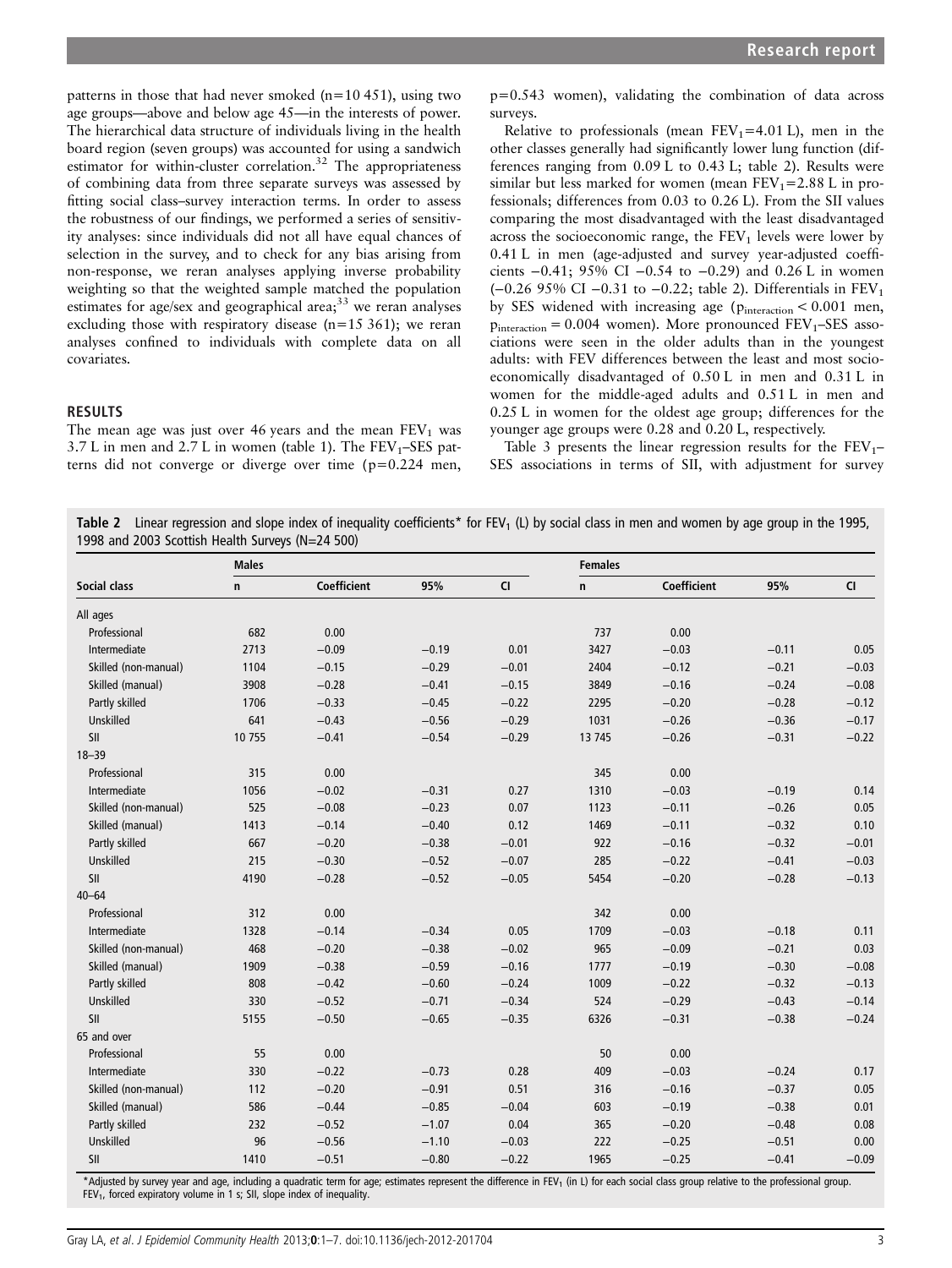patterns in those that had never smoked (n=10 451), using two age groups—above and below age 45—in the interests of power. The hierarchical data structure of individuals living in the health board region (seven groups) was accounted for using a sandwich estimator for within-cluster correlation.[32] The appropriateness of combining data from three separate surveys was assessed by fitting social class–survey interaction terms. In order to assess the robustness of our findings, we performed a series of sensitivity analyses: since individuals did not all have equal chances of selection in the survey, and to check for any bias arising from non-response, we reran analyses applying inverse probability weighting so that the weighted sample matched the population estimates for age/sex and geographical area;[33] we reran analyses excluding those with respiratory disease (n=15 361); we reran analyses confined to individuals with complete data on all covariates.

## RESULTS

The mean age was just over 46 years and the mean $FEV_1$ was 3.7 L in men and 2.7 L in women (table 1). The $FEV_1$–SES patterns did not converge or diverge over time (p=0.224 men, p=0.543 women), validating the combination of data across surveys.

Relative to professionals (mean $FEV_1$=4.01 L), men in the other classes generally had significantly lower lung function (differences ranging from 0.09 L to 0.43 L; table 2). Results were similar but less marked for women (mean $FEV_1$=2.88 L in professionals; differences from 0.03 to 0.26 L). From the SII values comparing the most disadvantaged with the least disadvantaged across the socioeconomic range, the $FEV_1$ levels were lower by 0.41 L in men (age-adjusted and survey year-adjusted coefficients −0.41; 95% CI −0.54 to −0.29) and 0.26 L in women (−0.26 95% CI −0.31 to −0.22; table 2). Differentials in $FEV_1$ by SES widened with increasing age ($p_{interaction} < 0.001$ men, $p_{interaction} = 0.004$ women). More pronounced $FEV_1$–SES associations were seen in the older adults than in the youngest adults: with FEV differences between the least and most socioeconomically disadvantaged of 0.50 L in men and 0.31 L in women for the middle-aged adults and 0.51 L in men and 0.25 L in women for the oldest age group; differences for the younger age groups were 0.28 and 0.20 L, respectively.

Table 3 presents the linear regression results for the $FEV_1$–SES associations in terms of SII, with adjustment for survey

**Table 2** Linear regression and slope index of inequality coefficients* for $FEV_1$ (L) by social class in men and women by age group in the 1995, 1998 and 2003 Scottish Health Surveys (N=24 500)

| | Males | | | | Females | | | |
|---|---|---|---|---|---|---|---|---|
| Social class | n | Coefficient | 95% | CI | n | Coefficient | 95% | CI |
| All ages | | | | | | | | |
| Professional | 682 | 0.00 | | | 737 | 0.00 | | |
| Intermediate | 2713 | −0.09 | −0.19 | 0.01 | 3427 | −0.03 | −0.11 | 0.05 |
| Skilled (non-manual) | 1104 | −0.15 | −0.29 | −0.01 | 2404 | −0.12 | −0.21 | −0.03 |
| Skilled (manual) | 3908 | −0.28 | −0.41 | −0.15 | 3849 | −0.16 | −0.24 | −0.08 |
| Partly skilled | 1706 | −0.33 | −0.45 | −0.22 | 2295 | −0.20 | −0.28 | −0.12 |
| Unskilled | 641 | −0.43 | −0.56 | −0.29 | 1031 | −0.26 | −0.36 | −0.17 |
| SII | 10 755 | −0.41 | −0.54 | −0.29 | 13 745 | −0.26 | −0.31 | −0.22 |
| 18–39 | | | | | | | | |
| Professional | 315 | 0.00 | | | 345 | 0.00 | | |
| Intermediate | 1056 | −0.02 | −0.31 | 0.27 | 1310 | −0.03 | −0.19 | 0.14 |
| Skilled (non-manual) | 525 | −0.08 | −0.23 | 0.07 | 1123 | −0.11 | −0.26 | 0.05 |
| Skilled (manual) | 1413 | −0.14 | −0.40 | 0.12 | 1469 | −0.11 | −0.32 | 0.10 |
| Partly skilled | 667 | −0.20 | −0.38 | −0.01 | 922 | −0.16 | −0.32 | −0.01 |
| Unskilled | 215 | −0.30 | −0.52 | −0.07 | 285 | −0.22 | −0.41 | −0.03 |
| SII | 4190 | −0.28 | −0.52 | −0.05 | 5454 | −0.20 | −0.28 | −0.13 |
| 40–64 | | | | | | | | |
| Professional | 312 | 0.00 | | | 342 | 0.00 | | |
| Intermediate | 1328 | −0.14 | −0.34 | 0.05 | 1709 | −0.03 | −0.18 | 0.11 |
| Skilled (non-manual) | 468 | −0.20 | −0.38 | −0.02 | 965 | −0.09 | −0.21 | 0.03 |
| Skilled (manual) | 1909 | −0.38 | −0.59 | −0.16 | 1777 | −0.19 | −0.30 | −0.08 |
| Partly skilled | 808 | −0.42 | −0.60 | −0.24 | 1009 | −0.22 | −0.32 | −0.13 |
| Unskilled | 330 | −0.52 | −0.71 | −0.34 | 524 | −0.29 | −0.43 | −0.14 |
| SII | 5155 | −0.50 | −0.65 | −0.35 | 6326 | −0.31 | −0.38 | −0.24 |
| 65 and over | | | | | | | | |
| Professional | 55 | 0.00 | | | 50 | 0.00 | | |
| Intermediate | 330 | −0.22 | −0.73 | 0.28 | 409 | −0.03 | −0.24 | 0.17 |
| Skilled (non-manual) | 112 | −0.20 | −0.91 | 0.51 | 316 | −0.16 | −0.37 | 0.05 |
| Skilled (manual) | 586 | −0.44 | −0.85 | −0.04 | 603 | −0.19 | −0.38 | 0.01 |
| Partly skilled | 232 | −0.52 | −1.07 | 0.04 | 365 | −0.20 | −0.48 | 0.08 |
| Unskilled | 96 | −0.56 | −1.10 | −0.03 | 222 | −0.25 | −0.51 | 0.00 |
| SII | 1410 | −0.51 | −0.80 | −0.22 | 1965 | −0.25 | −0.41 | −0.09 |

*Adjusted by survey year and age, including a quadratic term for age; estimates represent the difference in $FEV_1$ (in L) for each social class group relative to the professional group.
$FEV_1$, forced expiratory volume in 1 s; SII, slope index of inequality.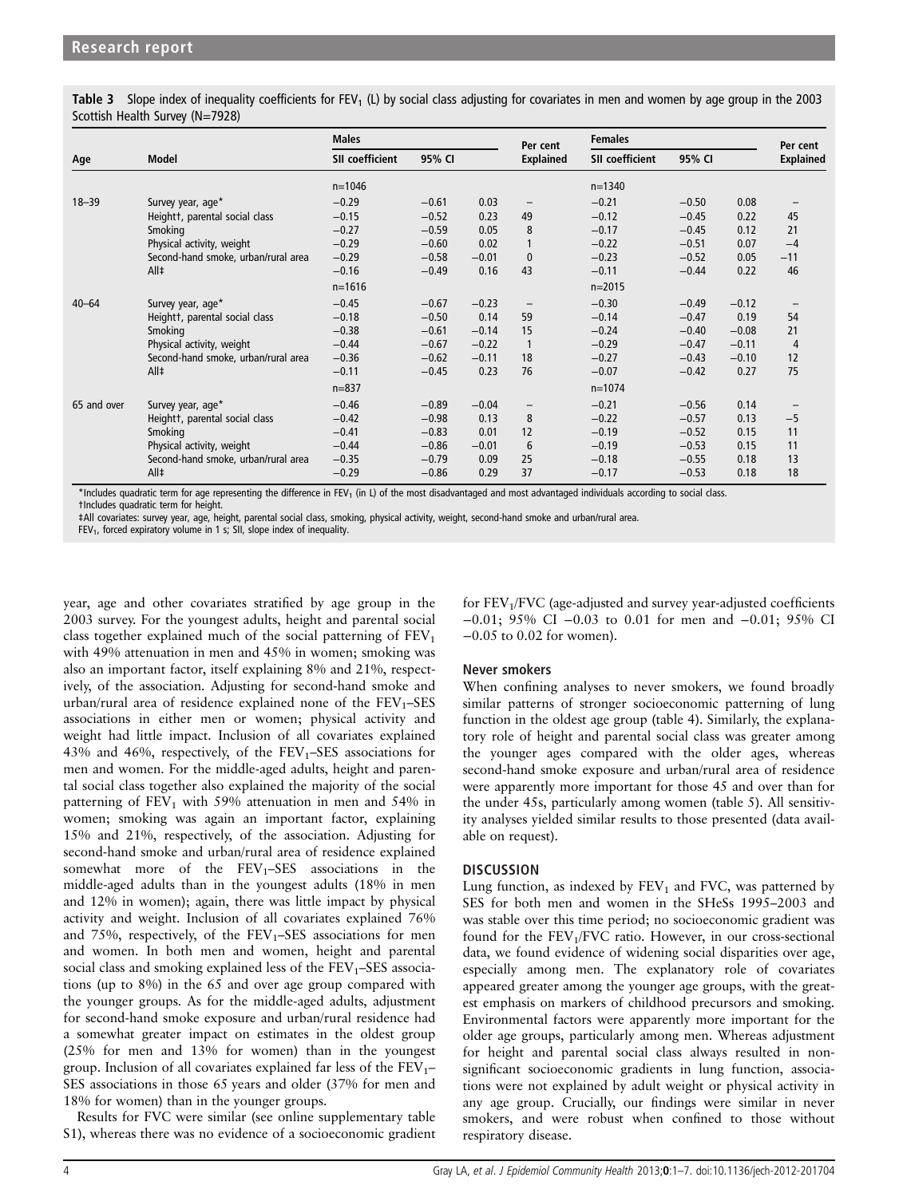**Table 3** Slope index of inequality coefficients for $FEV_1$ (L) by social class adjusting for covariates in men and women by age group in the 2003 Scottish Health Survey (N=7928)

| Age | Model | Males | | | Per cent | Females | | | Per cent |
|---|---|---|---|---|---|---|---|---|---|
| | | SII coefficient | 95% CI | | Explained | SII coefficient | 95% CI | | Explained |
| | | n=1046 | | | | n=1340 | | | |
| 18–39 | Survey year, age* | −0.29 | −0.61 | 0.03 | – | −0.21 | −0.50 | 0.08 | – |
| | Height†, parental social class | −0.15 | −0.52 | 0.23 | 49 | −0.12 | −0.45 | 0.22 | 45 |
| | Smoking | −0.27 | −0.59 | 0.05 | 8 | −0.17 | −0.45 | 0.12 | 21 |
| | Physical activity, weight | −0.29 | −0.60 | 0.02 | 1 | −0.22 | −0.51 | 0.07 | −4 |
| | Second-hand smoke, urban/rural area | −0.29 | −0.58 | −0.01 | 0 | −0.23 | −0.52 | 0.05 | −11 |
| | All‡ | −0.16 | −0.49 | 0.16 | 43 | −0.11 | −0.44 | 0.22 | 46 |
| | | n=1616 | | | | n=2015 | | | |
| 40–64 | Survey year, age* | −0.45 | −0.67 | −0.23 | – | −0.30 | −0.49 | −0.12 | – |
| | Height†, parental social class | −0.18 | −0.50 | 0.14 | 59 | −0.14 | −0.47 | 0.19 | 54 |
| | Smoking | −0.38 | −0.61 | −0.14 | 15 | −0.24 | −0.40 | −0.08 | 21 |
| | Physical activity, weight | −0.44 | −0.67 | −0.22 | 1 | −0.29 | −0.47 | −0.11 | 4 |
| | Second-hand smoke, urban/rural area | −0.36 | −0.62 | −0.11 | 18 | −0.27 | −0.43 | −0.10 | 12 |
| | All‡ | −0.11 | −0.45 | 0.23 | 76 | −0.07 | −0.42 | 0.27 | 75 |
| | | n=837 | | | | n=1074 | | | |
| 65 and over | Survey year, age* | −0.46 | −0.89 | −0.04 | – | −0.21 | −0.56 | 0.14 | – |
| | Height†, parental social class | −0.42 | −0.98 | 0.13 | 8 | −0.22 | −0.57 | 0.13 | −5 |
| | Smoking | −0.41 | −0.83 | 0.01 | 12 | −0.19 | −0.52 | 0.15 | 11 |
| | Physical activity, weight | −0.44 | −0.86 | −0.01 | 6 | −0.19 | −0.53 | 0.15 | 11 |
| | Second-hand smoke, urban/rural area | −0.35 | −0.79 | 0.09 | 25 | −0.18 | −0.55 | 0.18 | 13 |
| | All‡ | −0.29 | −0.86 | 0.29 | 37 | −0.17 | −0.53 | 0.18 | 18 |

*Includes quadratic term for age representing the difference in $FEV_1$ (in L) of the most disadvantaged and most advantaged individuals according to social class.
†Includes quadratic term for height.
‡All covariates: survey year, age, height, parental social class, smoking, physical activity, weight, second-hand smoke and urban/rural area.
$FEV_1$, forced expiratory volume in 1 s; SII, slope index of inequality.

year, age and other covariates stratified by age group in the 2003 survey. For the youngest adults, height and parental social class together explained much of the social patterning of $FEV_1$ with 49% attenuation in men and 45% in women; smoking was also an important factor, itself explaining 8% and 21%, respectively, of the association. Adjusting for second-hand smoke and urban/rural area of residence explained none of the $FEV_1$–SES associations in either men or women; physical activity and weight had little impact. Inclusion of all covariates explained 43% and 46%, respectively, of the $FEV_1$–SES associations for men and women. For the middle-aged adults, height and parental social class together also explained the majority of the social patterning of $FEV_1$ with 59% attenuation in men and 54% in women; smoking was again an important factor, explaining 15% and 21%, respectively, of the association. Adjusting for second-hand smoke and urban/rural area of residence explained somewhat more of the $FEV_1$–SES associations in the middle-aged adults than in the youngest adults (18% in men and 12% in women); again, there was little impact by physical activity and weight. Inclusion of all covariates explained 76% and 75%, respectively, of the $FEV_1$–SES associations for men and women. In both men and women, height and parental social class and smoking explained less of the $FEV_1$–SES associations (up to 8%) in the 65 and over age group compared with the younger groups. As for the middle-aged adults, adjustment for second-hand smoke exposure and urban/rural residence had a somewhat greater impact on estimates in the oldest group (25% for men and 13% for women) than in the youngest group. Inclusion of all covariates explained far less of the $FEV_1$–SES associations in those 65 years and older (37% for men and 18% for women) than in the younger groups.

Results for FVC were similar (see online supplementary table S1), whereas there was no evidence of a socioeconomic gradient for $FEV_1$/FVC (age-adjusted and survey year-adjusted coefficients −0.01; 95% CI −0.03 to 0.01 for men and −0.01; 95% CI −0.05 to 0.02 for women).

### Never smokers

When confining analyses to never smokers, we found broadly similar patterns of stronger socioeconomic patterning of lung function in the oldest age group (table 4). Similarly, the explanatory role of height and parental social class was greater among the younger ages compared with the older ages, whereas second-hand smoke exposure and urban/rural area of residence were apparently more important for those 45 and over than for the under 45s, particularly among women (table 5). All sensitivity analyses yielded similar results to those presented (data available on request).

## DISCUSSION

Lung function, as indexed by $FEV_1$ and FVC, was patterned by SES for both men and women in the SHeSs 1995–2003 and was stable over this time period; no socioeconomic gradient was found for the $FEV_1$/FVC ratio. However, in our cross-sectional data, we found evidence of widening social disparities over age, especially among men. The explanatory role of covariates appeared greater among the younger age groups, with the greatest emphasis on markers of childhood precursors and smoking. Environmental factors were apparently more important for the older age groups, particularly among men. Whereas adjustment for height and parental social class always resulted in nonsignificant socioeconomic gradients in lung function, associations were not explained by adult weight or physical activity in any age group. Crucially, our findings were similar in never smokers, and were robust when confined to those without respiratory disease.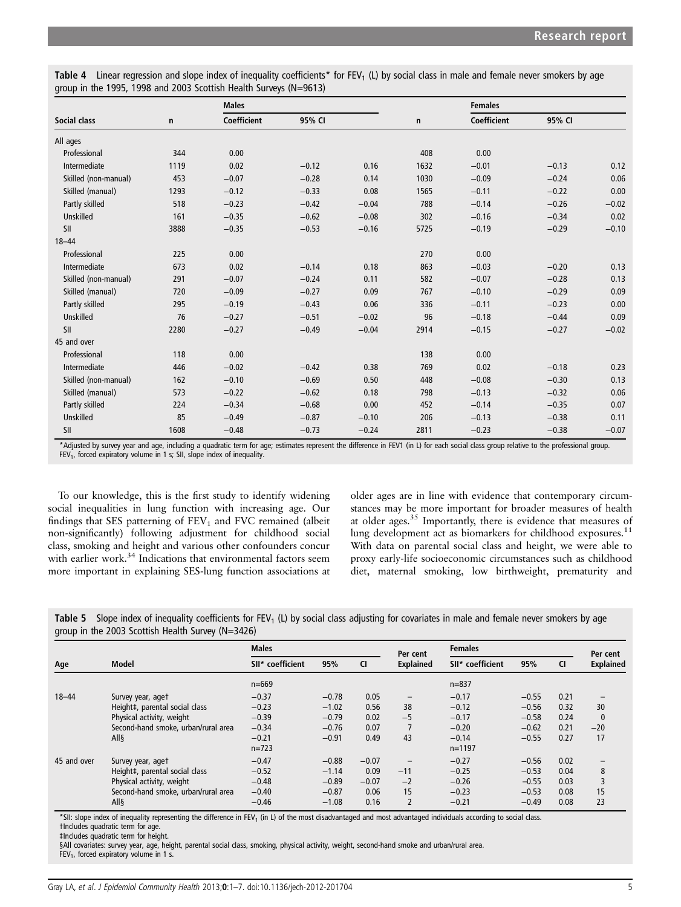**Table 4** Linear regression and slope index of inequality coefficients* for $FEV_1$ (L) by social class in male and female never smokers by age group in the 1995, 1998 and 2003 Scottish Health Surveys (N=9613)

| Social class | Males | | | | Females | | | |
|---|---|---|---|---|---|---|---|---|
| | n | Coefficient | 95% CI | | n | Coefficient | 95% CI | |
| All ages | | | | | | | | |
| Professional | 344 | 0.00 | | | 408 | 0.00 | | |
| Intermediate | 1119 | 0.02 | −0.12 | 0.16 | 1632 | −0.01 | −0.13 | 0.12 |
| Skilled (non-manual) | 453 | −0.07 | −0.28 | 0.14 | 1030 | −0.09 | −0.24 | 0.06 |
| Skilled (manual) | 1293 | −0.12 | −0.33 | 0.08 | 1565 | −0.11 | −0.22 | 0.00 |
| Partly skilled | 518 | −0.23 | −0.42 | −0.04 | 788 | −0.14 | −0.26 | −0.02 |
| Unskilled | 161 | −0.35 | −0.62 | −0.08 | 302 | −0.16 | −0.34 | 0.02 |
| SII | 3888 | −0.35 | −0.53 | −0.16 | 5725 | −0.19 | −0.29 | −0.10 |
| 18–44 | | | | | | | | |
| Professional | 225 | 0.00 | | | 270 | 0.00 | | |
| Intermediate | 673 | 0.02 | −0.14 | 0.18 | 863 | −0.03 | −0.20 | 0.13 |
| Skilled (non-manual) | 291 | −0.07 | −0.24 | 0.11 | 582 | −0.07 | −0.28 | 0.13 |
| Skilled (manual) | 720 | −0.09 | −0.27 | 0.09 | 767 | −0.10 | −0.29 | 0.09 |
| Partly skilled | 295 | −0.19 | −0.43 | 0.06 | 336 | −0.11 | −0.23 | 0.00 |
| Unskilled | 76 | −0.27 | −0.51 | −0.02 | 96 | −0.18 | −0.44 | 0.09 |
| SII | 2280 | −0.27 | −0.49 | −0.04 | 2914 | −0.15 | −0.27 | −0.02 |
| 45 and over | | | | | | | | |
| Professional | 118 | 0.00 | | | 138 | 0.00 | | |
| Intermediate | 446 | −0.02 | −0.42 | 0.38 | 769 | 0.02 | −0.18 | 0.23 |
| Skilled (non-manual) | 162 | −0.10 | −0.69 | 0.50 | 448 | −0.08 | −0.30 | 0.13 |
| Skilled (manual) | 573 | −0.22 | −0.62 | 0.18 | 798 | −0.13 | −0.32 | 0.06 |
| Partly skilled | 224 | −0.34 | −0.68 | 0.00 | 452 | −0.14 | −0.35 | 0.07 |
| Unskilled | 85 | −0.49 | −0.87 | −0.10 | 206 | −0.13 | −0.38 | 0.11 |
| SII | 1608 | −0.48 | −0.73 | −0.24 | 2811 | −0.23 | −0.38 | −0.07 |

*Adjusted by survey year and age, including a quadratic term for age; estimates represent the difference in FEV1 (in L) for each social class group relative to the professional group.
$FEV_1$, forced expiratory volume in 1 s; SII, slope index of inequality.

To our knowledge, this is the first study to identify widening social inequalities in lung function with increasing age. Our findings that SES patterning of $FEV_1$ and FVC remained (albeit non-significantly) following adjustment for childhood social class, smoking and height and various other confounders concur with earlier work.[34] Indications that environmental factors seem more important in explaining SES-lung function associations at older ages are in line with evidence that contemporary circumstances may be more important for broader measures of health at older ages.[35] Importantly, there is evidence that measures of lung development act as biomarkers for childhood exposures.[11] With data on parental social class and height, we were able to proxy early-life socioeconomic circumstances such as childhood diet, maternal smoking, low birthweight, prematurity and

**Table 5** Slope index of inequality coefficients for $FEV_1$ (L) by social class adjusting for covariates in male and female never smokers by age group in the 2003 Scottish Health Survey (N=3426)

| Age | Model | Males | | | Per cent | Females | | | Per cent |
|---|---|---|---|---|---|---|---|---|---|
| | | SII* coefficient | 95% | CI | Explained | SII* coefficient | 95% | CI | Explained |
| | | n=669 | | | | n=837 | | | |
| 18–44 | Survey year, age† | −0.37 | −0.78 | 0.05 | – | −0.17 | −0.55 | 0.21 | – |
| | Height‡, parental social class | −0.23 | −1.02 | 0.56 | 38 | −0.12 | −0.56 | 0.32 | 30 |
| | Physical activity, weight | −0.39 | −0.79 | 0.02 | −5 | −0.17 | −0.58 | 0.24 | 0 |
| | Second-hand smoke, urban/rural area | −0.34 | −0.76 | 0.07 | 7 | −0.20 | −0.62 | 0.21 | −20 |
| | All§ | −0.21 | −0.91 | 0.49 | 43 | −0.14 | −0.55 | 0.27 | 17 |
| | | n=723 | | | | n=1197 | | | |
| 45 and over | Survey year, age† | −0.47 | −0.88 | −0.07 | – | −0.27 | −0.56 | 0.02 | – |
| | Height‡, parental social class | −0.52 | −1.14 | 0.09 | −11 | −0.25 | −0.53 | 0.04 | 8 |
| | Physical activity, weight | −0.48 | −0.89 | −0.07 | −2 | −0.26 | −0.55 | 0.03 | 3 |
| | Second-hand smoke, urban/rural area | −0.40 | −0.87 | 0.06 | 15 | −0.23 | −0.53 | 0.08 | 15 |
| | All§ | −0.46 | −1.08 | 0.16 | 2 | −0.21 | −0.49 | 0.08 | 23 |

*SII: slope index of inequality representing the difference in $FEV_1$ (in L) of the most disadvantaged and most advantaged individuals according to social class.
†Includes quadratic term for age.
‡Includes quadratic term for height.
§All covariates: survey year, age, height, parental social class, smoking, physical activity, weight, second-hand smoke and urban/rural area.
$FEV_1$, forced expiratory volume in 1 s.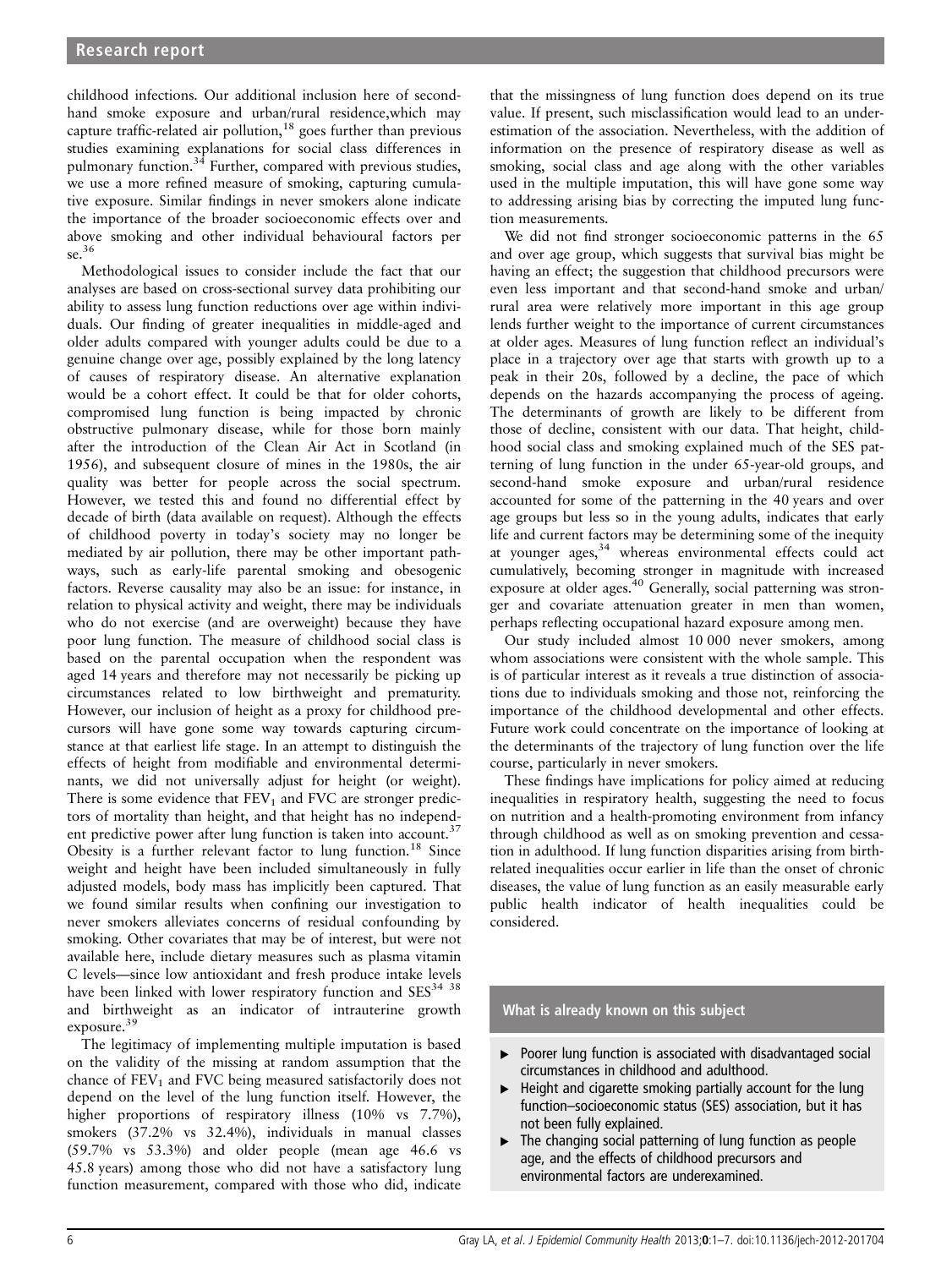childhood infections. Our additional inclusion here of second-hand smoke exposure and urban/rural residence,which may capture traffic-related air pollution,[18] goes further than previous studies examining explanations for social class differences in pulmonary function.[34] Further, compared with previous studies, we use a more refined measure of smoking, capturing cumulative exposure. Similar findings in never smokers alone indicate the importance of the broader socioeconomic effects over and above smoking and other individual behavioural factors per se.[36]

Methodological issues to consider include the fact that our analyses are based on cross-sectional survey data prohibiting our ability to assess lung function reductions over age within individuals. Our finding of greater inequalities in middle-aged and older adults compared with younger adults could be due to a genuine change over age, possibly explained by the long latency of causes of respiratory disease. An alternative explanation would be a cohort effect. It could be that for older cohorts, compromised lung function is being impacted by chronic obstructive pulmonary disease, while for those born mainly after the introduction of the Clean Air Act in Scotland (in 1956), and subsequent closure of mines in the 1980s, the air quality was better for people across the social spectrum. However, we tested this and found no differential effect by decade of birth (data available on request). Although the effects of childhood poverty in today's society may no longer be mediated by air pollution, there may be other important pathways, such as early-life parental smoking and obesogenic factors. Reverse causality may also be an issue: for instance, in relation to physical activity and weight, there may be individuals who do not exercise (and are overweight) because they have poor lung function. The measure of childhood social class is based on the parental occupation when the respondent was aged 14 years and therefore may not necessarily be picking up circumstances related to low birthweight and prematurity. However, our inclusion of height as a proxy for childhood precursors will have gone some way towards capturing circumstance at that earliest life stage. In an attempt to distinguish the effects of height from modifiable and environmental determinants, we did not universally adjust for height (or weight). There is some evidence that $FEV_1$ and FVC are stronger predictors of mortality than height, and that height has no independent predictive power after lung function is taken into account.[37] Obesity is a further relevant factor to lung function.[18] Since weight and height have been included simultaneously in fully adjusted models, body mass has implicitly been captured. That we found similar results when confining our investigation to never smokers alleviates concerns of residual confounding by smoking. Other covariates that may be of interest, but were not available here, include dietary measures such as plasma vitamin C levels—since low antioxidant and fresh produce intake levels have been linked with lower respiratory function and SES[34 38] and birthweight as an indicator of intrauterine growth exposure.[39]

The legitimacy of implementing multiple imputation is based on the validity of the missing at random assumption that the chance of $FEV_1$ and FVC being measured satisfactorily does not depend on the level of the lung function itself. However, the higher proportions of respiratory illness (10% vs 7.7%), smokers (37.2% vs 32.4%), individuals in manual classes (59.7% vs 53.3%) and older people (mean age 46.6 vs 45.8 years) among those who did not have a satisfactory lung function measurement, compared with those who did, indicate that the missingness of lung function does depend on its true value. If present, such misclassification would lead to an underestimation of the association. Nevertheless, with the addition of information on the presence of respiratory disease as well as smoking, social class and age along with the other variables used in the multiple imputation, this will have gone some way to addressing arising bias by correcting the imputed lung function measurements.

We did not find stronger socioeconomic patterns in the 65 and over age group, which suggests that survival bias might be having an effect; the suggestion that childhood precursors were even less important and that second-hand smoke and urban/rural area were relatively more important in this age group lends further weight to the importance of current circumstances at older ages. Measures of lung function reflect an individual's place in a trajectory over age that starts with growth up to a peak in their 20s, followed by a decline, the pace of which depends on the hazards accompanying the process of ageing. The determinants of growth are likely to be different from those of decline, consistent with our data. That height, childhood social class and smoking explained much of the SES patterning of lung function in the under 65-year-old groups, and second-hand smoke exposure and urban/rural residence accounted for some of the patterning in the 40 years and over age groups but less so in the young adults, indicates that early life and current factors may be determining some of the inequity at younger ages,[34] whereas environmental effects could act cumulatively, becoming stronger in magnitude with increased exposure at older ages.[40] Generally, social patterning was stronger and covariate attenuation greater in men than women, perhaps reflecting occupational hazard exposure among men.

Our study included almost 10 000 never smokers, among whom associations were consistent with the whole sample. This is of particular interest as it reveals a true distinction of associations due to individuals smoking and those not, reinforcing the importance of the childhood developmental and other effects. Future work could concentrate on the importance of looking at the determinants of the trajectory of lung function over the life course, particularly in never smokers.

These findings have implications for policy aimed at reducing inequalities in respiratory health, suggesting the need to focus on nutrition and a health-promoting environment from infancy through childhood as well as on smoking prevention and cessation in adulthood. If lung function disparities arising from birth-related inequalities occur earlier in life than the onset of chronic diseases, the value of lung function as an easily measurable early public health indicator of health inequalities could be considered.

### What is already known on this subject

- Poorer lung function is associated with disadvantaged social circumstances in childhood and adulthood.
- Height and cigarette smoking partially account for the lung function–socioeconomic status (SES) association, but it has not been fully explained.
- The changing social patterning of lung function as people age, and the effects of childhood precursors and environmental factors are underexamined.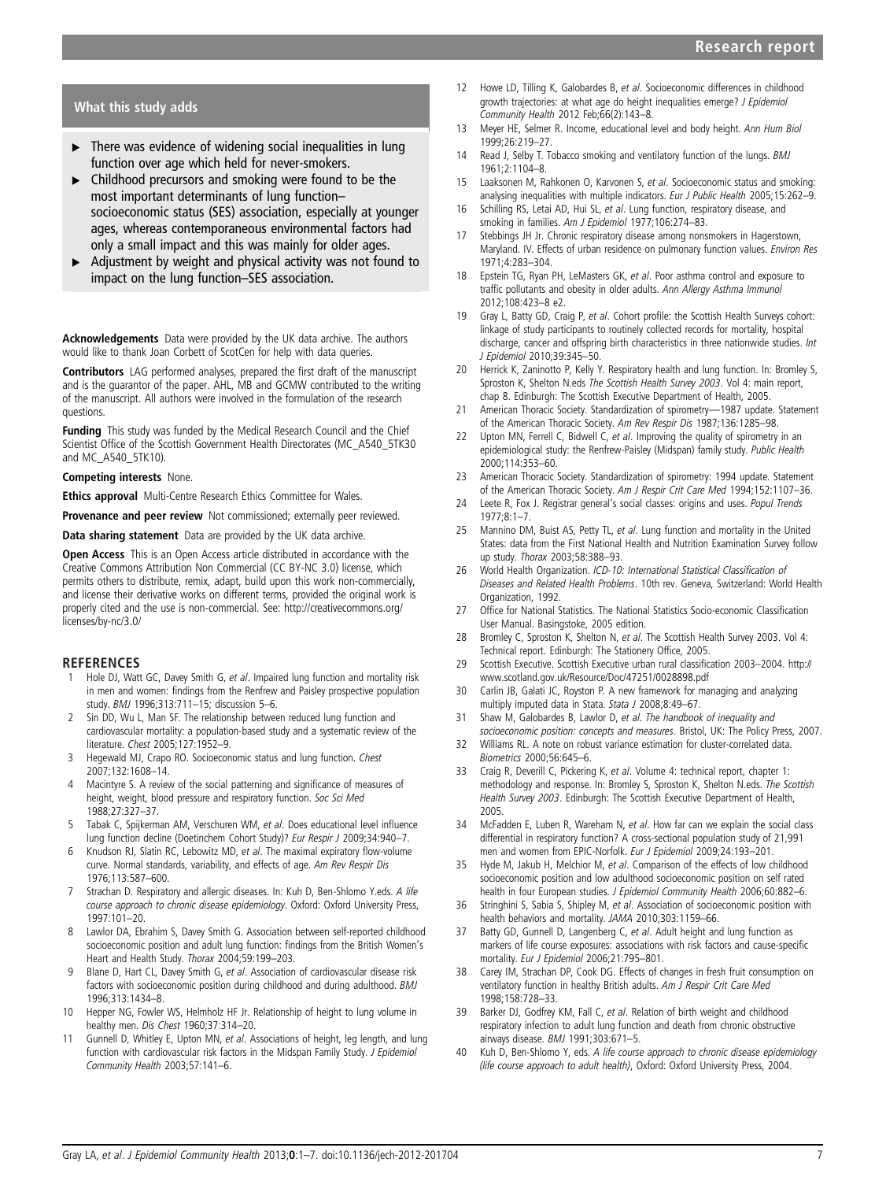## What this study adds

- There was evidence of widening social inequalities in lung function over age which held for never-smokers.
- Childhood precursors and smoking were found to be the most important determinants of lung function–socioeconomic status (SES) association, especially at younger ages, whereas contemporaneous environmental factors had only a small impact and this was mainly for older ages.
- Adjustment by weight and physical activity was not found to impact on the lung function–SES association.

**Acknowledgements** Data were provided by the UK data archive. The authors would like to thank Joan Corbett of ScotCen for help with data queries.

**Contributors** LAG performed analyses, prepared the first draft of the manuscript and is the guarantor of the paper. AHL, MB and GCMW contributed to the writing of the manuscript. All authors were involved in the formulation of the research questions.

**Funding** This study was funded by the Medical Research Council and the Chief Scientist Office of the Scottish Government Health Directorates (MC_A540_5TK30 and MC_A540_5TK10).

**Competing interests** None.

**Ethics approval** Multi-Centre Research Ethics Committee for Wales.

**Provenance and peer review** Not commissioned; externally peer reviewed.

**Data sharing statement** Data are provided by the UK data archive.

**Open Access** This is an Open Access article distributed in accordance with the Creative Commons Attribution Non Commercial (CC BY-NC 3.0) license, which permits others to distribute, remix, adapt, build upon this work non-commercially, and license their derivative works on different terms, provided the original work is properly cited and the use is non-commercial. See: http://creativecommons.org/licenses/by-nc/3.0/

## REFERENCES

1. Hole DJ, Watt GC, Davey Smith G, *et al*. Impaired lung function and mortality risk in men and women: findings from the Renfrew and Paisley prospective population study. *BMJ* 1996;313:711–15; discussion 5–6.
2. Sin DD, Wu L, Man SF. The relationship between reduced lung function and cardiovascular mortality: a population-based study and a systematic review of the literature. *Chest* 2005;127:1952–9.
3. Hegewald MJ, Crapo RO. Socioeconomic status and lung function. *Chest* 2007;132:1608–14.
4. Macintyre S. A review of the social patterning and significance of measures of height, weight, blood pressure and respiratory function. *Soc Sci Med* 1988;27:327–37.
5. Tabak C, Spijkerman AM, Verschuren WM, *et al*. Does educational level influence lung function decline (Doetinchem Cohort Study)? *Eur Respir J* 2009;34:940–7.
6. Knudson RJ, Slatin RC, Lebowitz MD, *et al*. The maximal expiratory flow-volume curve. Normal standards, variability, and effects of age. *Am Rev Respir Dis* 1976;113:587–600.
7. Strachan D. Respiratory and allergic diseases. In: Kuh D, Ben-Shlomo Y.eds. *A life course approach to chronic disease epidemiology*. Oxford: Oxford University Press, 1997:101–20.
8. Lawlor DA, Ebrahim S, Davey Smith G. Association between self-reported childhood socioeconomic position and adult lung function: findings from the British Women's Heart and Health Study. *Thorax* 2004;59:199–203.
9. Blane D, Hart CL, Davey Smith G, *et al*. Association of cardiovascular disease risk factors with socioeconomic position during childhood and during adulthood. *BMJ* 1996;313:1434–8.
10. Hepper NG, Fowler WS, Helmholz HF Jr. Relationship of height to lung volume in healthy men. *Dis Chest* 1960;37:314–20.
11. Gunnell D, Whitley E, Upton MN, *et al*. Associations of height, leg length, and lung function with cardiovascular risk factors in the Midspan Family Study. *J Epidemiol Community Health* 2003;57:141–6.
12. Howe LD, Tilling K, Galobardes B, *et al*. Socioeconomic differences in childhood growth trajectories: at what age do height inequalities emerge? *J Epidemiol Community Health* 2012 Feb;66(2):143–8.
13. Meyer HE, Selmer R. Income, educational level and body height. *Ann Hum Biol* 1999;26:219–27.
14. Read J, Selby T. Tobacco smoking and ventilatory function of the lungs. *BMJ* 1961;2:1104–8.
15. Laaksonen M, Rahkonen O, Karvonen S, *et al*. Socioeconomic status and smoking: analysing inequalities with multiple indicators. *Eur J Public Health* 2005;15:262–9.
16. Schilling RS, Letai AD, Hui SL, *et al*. Lung function, respiratory disease, and smoking in families. *Am J Epidemiol* 1977;106:274–83.
17. Stebbings JH Jr. Chronic respiratory disease among nonsmokers in Hagerstown, Maryland. IV. Effects of urban residence on pulmonary function values. *Environ Res* 1971;4:283–304.
18. Epstein TG, Ryan PH, LeMasters GK, *et al*. Poor asthma control and exposure to traffic pollutants and obesity in older adults. *Ann Allergy Asthma Immunol* 2012;108:423–8 e2.
19. Gray L, Batty GD, Craig P, *et al*. Cohort profile: the Scottish Health Surveys cohort: linkage of study participants to routinely collected records for mortality, hospital discharge, cancer and offspring birth characteristics in three nationwide studies. *Int J Epidemiol* 2010;39:345–50.
20. Herrick K, Zaninotto P, Kelly Y. Respiratory health and lung function. In: Bromley S, Sproston K, Shelton N.eds *The Scottish Health Survey 2003*. Vol 4: main report, chap 8. Edinburgh: The Scottish Executive Department of Health, 2005.
21. American Thoracic Society. Standardization of spirometry—1987 update. Statement of the American Thoracic Society. *Am Rev Respir Dis* 1987;136:1285–98.
22. Upton MN, Ferrell C, Bidwell C, *et al*. Improving the quality of spirometry in an epidemiological study: the Renfrew-Paisley (Midspan) family study. *Public Health* 2000;114:353–60.
23. American Thoracic Society. Standardization of spirometry: 1994 update. Statement of the American Thoracic Society. *Am J Respir Crit Care Med* 1994;152:1107–36.
24. Leete R, Fox J. Registrar general's social classes: origins and uses. *Popul Trends* 1977;8:1–7.
25. Mannino DM, Buist AS, Petty TL, *et al*. Lung function and mortality in the United States: data from the First National Health and Nutrition Examination Survey follow up study. *Thorax* 2003;58:388–93.
26. World Health Organization. *ICD-10: International Statistical Classification of Diseases and Related Health Problems*. 10th rev. Geneva, Switzerland: World Health Organization, 1992.
27. Office for National Statistics. The National Statistics Socio-economic Classification User Manual. Basingstoke, 2005 edition.
28. Bromley C, Sproston K, Shelton N, *et al*. The Scottish Health Survey 2003. Vol 4: Technical report. Edinburgh: The Stationery Office, 2005.
29. Scottish Executive. Scottish Executive urban rural classification 2003–2004. http://www.scotland.gov.uk/Resource/Doc/47251/0028898.pdf
30. Carlin JB, Galati JC, Royston P. A new framework for managing and analyzing multiply imputed data in Stata. *Stata J* 2008;8:49–67.
31. Shaw M, Galobardes B, Lawlor D, *et al*. *The handbook of inequality and socioeconomic position: concepts and measures*. Bristol, UK: The Policy Press, 2007.
32. Williams RL. A note on robust variance estimation for cluster-correlated data. *Biometrics* 2000;56:645–6.
33. Craig R, Deverill C, Pickering K, *et al*. Volume 4: technical report, chapter 1: methodology and response. In: Bromley S, Sproston K, Shelton N.eds. *The Scottish Health Survey 2003*. Edinburgh: The Scottish Executive Department of Health, 2005.
34. McFadden E, Luben R, Wareham N, *et al*. How far can we explain the social class differential in respiratory function? A cross-sectional population study of 21,991 men and women from EPIC-Norfolk. *Eur J Epidemiol* 2009;24:193–201.
35. Hyde M, Jakub H, Melchior M, *et al*. Comparison of the effects of low childhood socioeconomic position and low adulthood socioeconomic position on self rated health in four European studies. *J Epidemiol Community Health* 2006;60:882–6.
36. Stringhini S, Sabia S, Shipley M, *et al*. Association of socioeconomic position with health behaviors and mortality. *JAMA* 2010;303:1159–66.
37. Batty GD, Gunnell D, Langenberg C, *et al*. Adult height and lung function as markers of life course exposures: associations with risk factors and cause-specific mortality. *Eur J Epidemiol* 2006;21:795–801.
38. Carey IM, Strachan DP, Cook DG. Effects of changes in fresh fruit consumption on ventilatory function in healthy British adults. *Am J Respir Crit Care Med* 1998;158:728–33.
39. Barker DJ, Godfrey KM, Fall C, *et al*. Relation of birth weight and childhood respiratory infection to adult lung function and death from chronic obstructive airways disease. *BMJ* 1991;303:671–5.
40. Kuh D, Ben-Shlomo Y, eds. *A life course approach to chronic disease epidemiology (life course approach to adult health)*, Oxford: Oxford University Press, 2004.